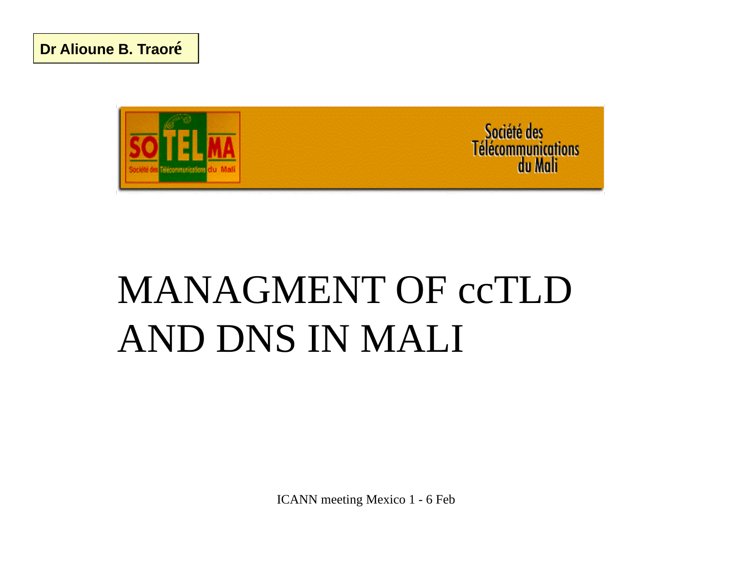**Dr Alioune B. Traoré**

SOTELMA

Société des Télécommunications du Mali

# MANAGMENT OF ccTLD AND DNS IN MALI

ICANN meeting Mexico 1 - 6 Feb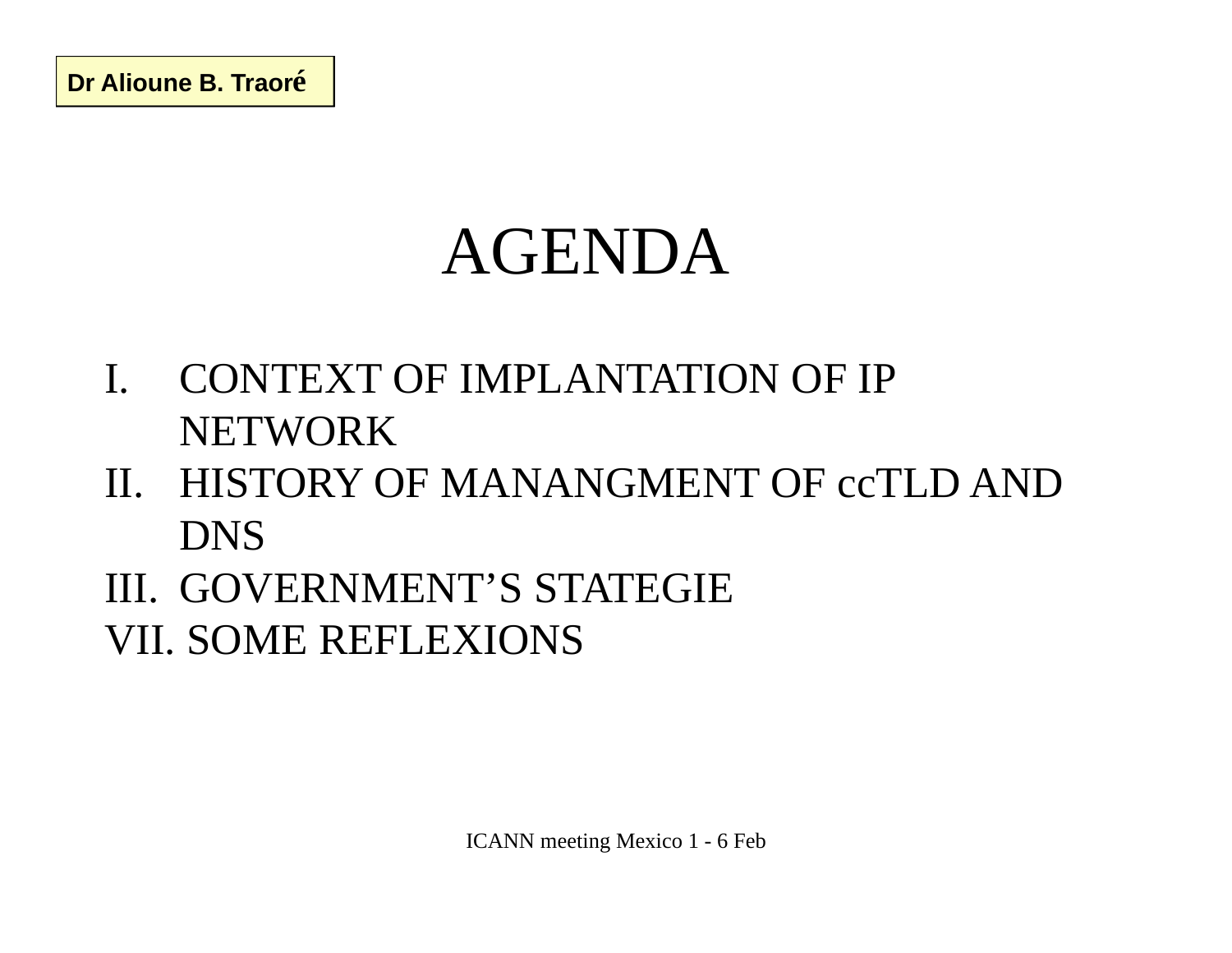Dr Alioune B. Traoré

# AGENDA

I. CONTEXT OF IMPLANTATION OF IP NETWORK
II. HISTORY OF MANANGMENT OF ccTLD AND DNS
III. GOVERNMENT’S STATEGIE
VII. SOME REFLEXIONS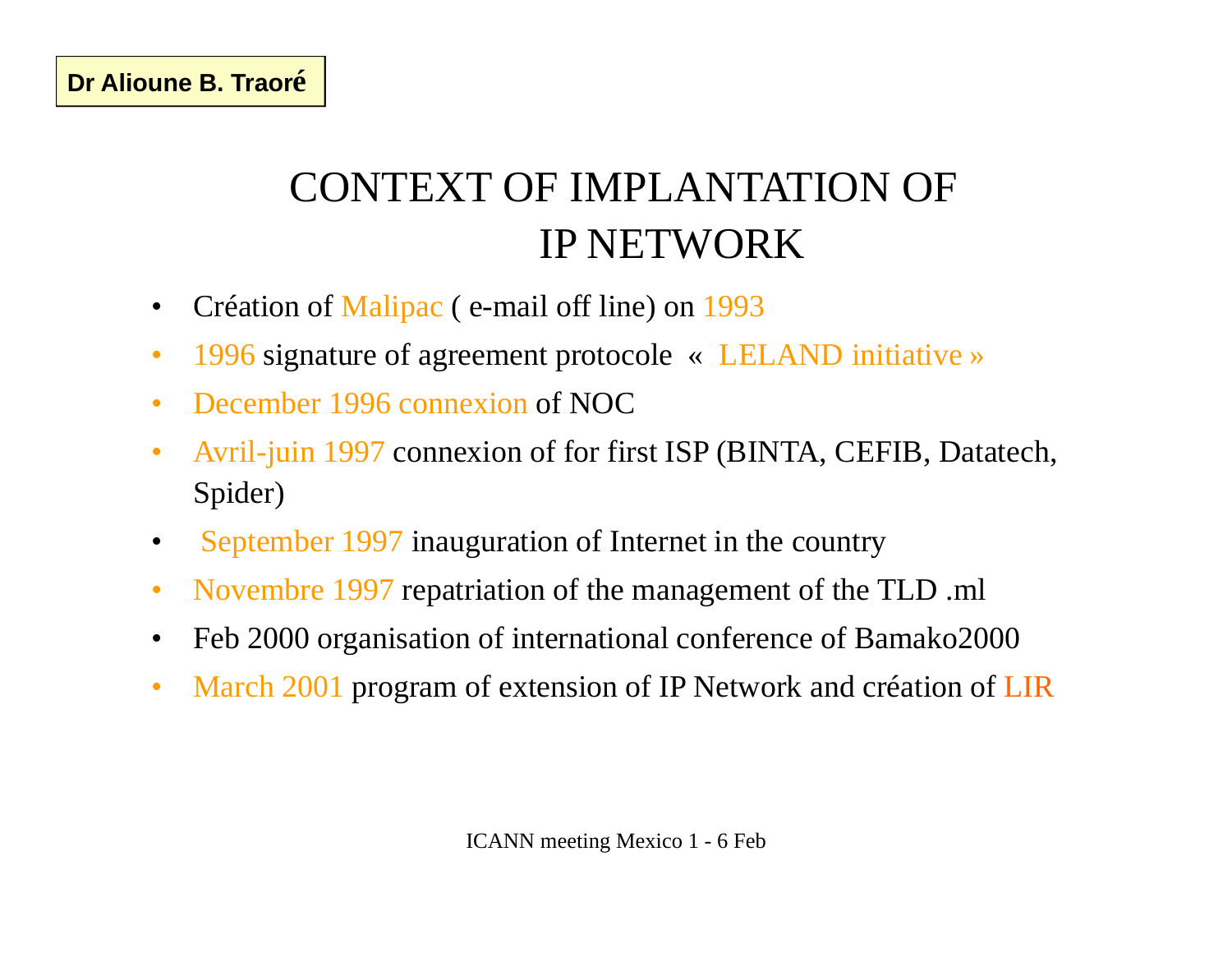**Dr Alioune B. Traoré**

# CONTEXT OF IMPLANTATION OF IP NETWORK

- Création of Malipac ( e-mail off line) on 1993
- 1996 signature of agreement protocole « LELAND initiative »
- December 1996 connexion of NOC
- Avril-juin 1997 connexion of for first ISP (BINTA, CEFIB, Datatech, Spider)
- September 1997 inauguration of Internet in the country
- Novembre 1997 repatriation of the management of the TLD .ml
- Feb 2000 organisation of international conference of Bamako2000
- March 2001 program of extension of IP Network and création of LIR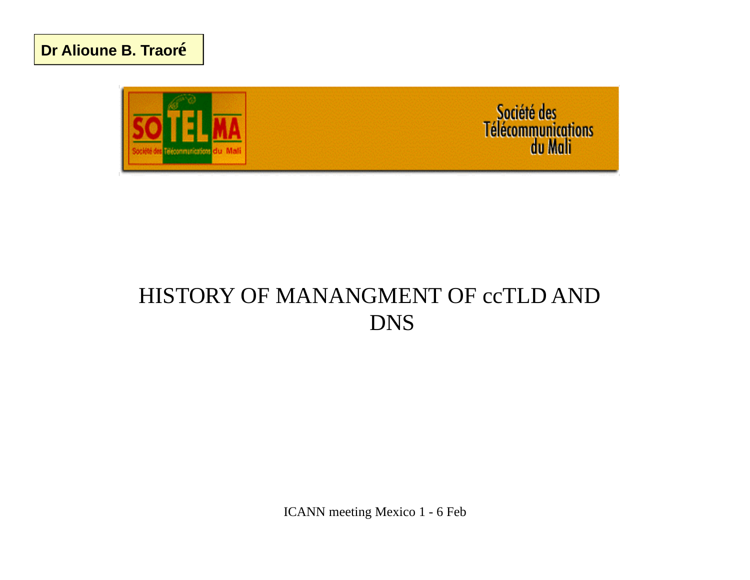**Dr Alioune B. Traoré**

# HISTORY OF MANANGMENT OF ccTLD AND DNS

ICANN meeting Mexico 1 - 6 Feb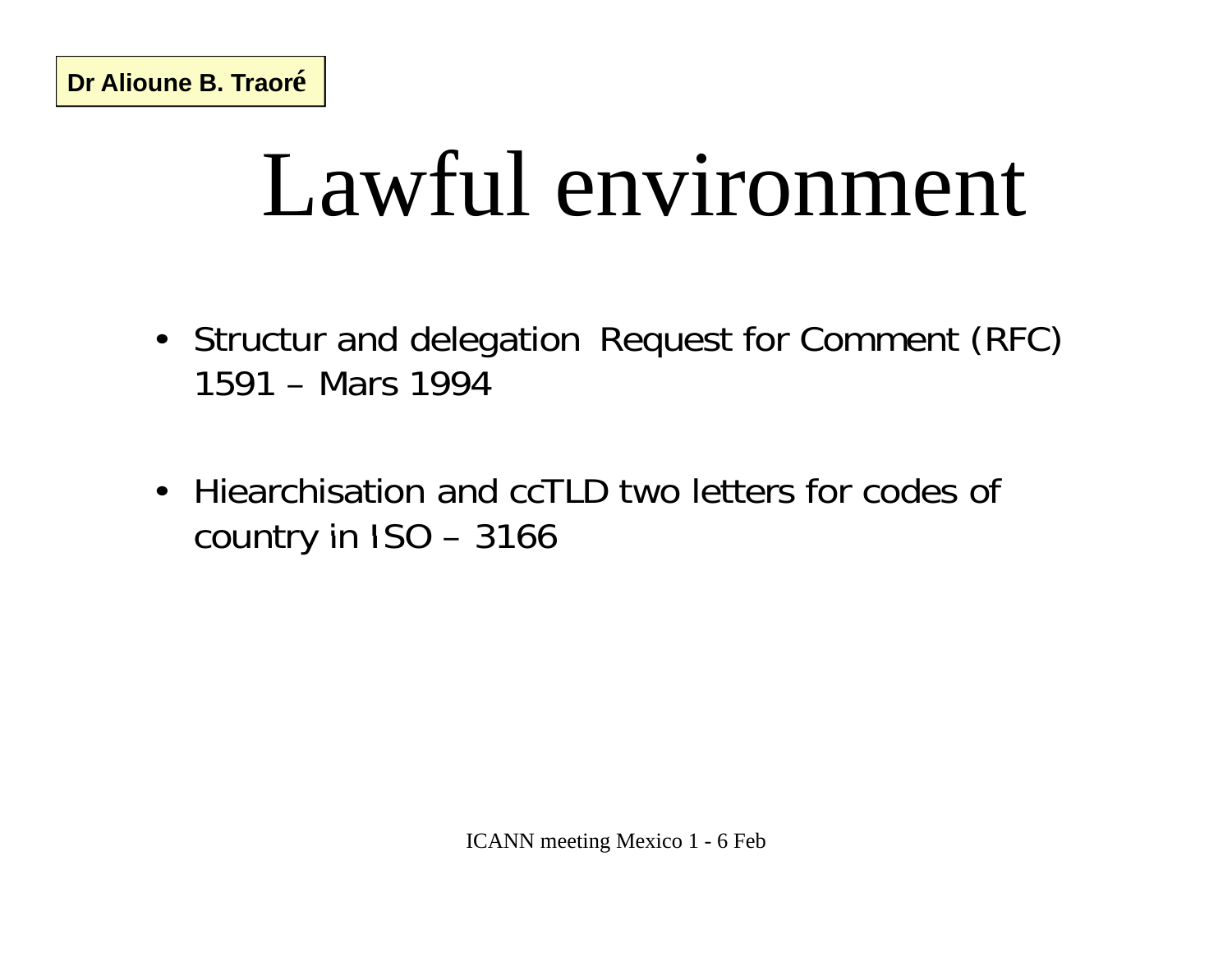**Dr Alioune B. Traoré**

# Lawful environment

- Structur and delegation Request for Comment (RFC) 1591 – Mars 1994
- Hiearchisation and ccTLD two letters for codes of country in ISO – 3166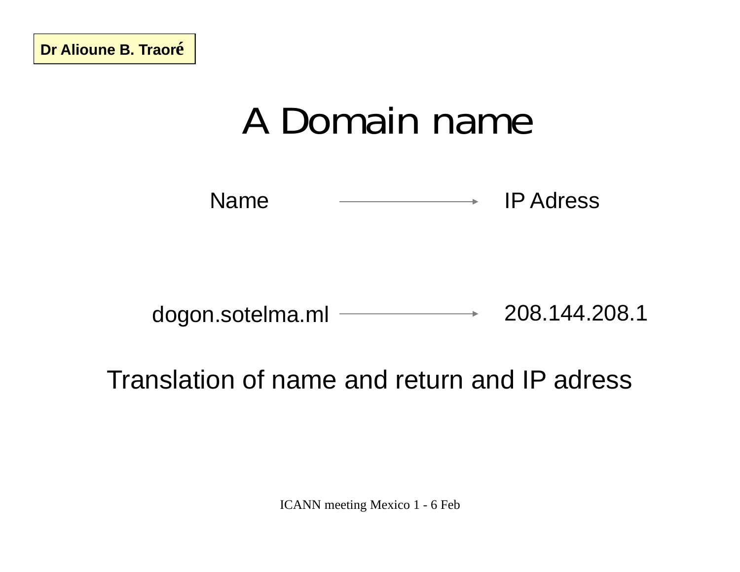Dr Alioune B. Traoré

# A Domain name

Name → IP Adress

dogon.sotelma.ml → 208.144.208.1

Translation of name and return and IP adress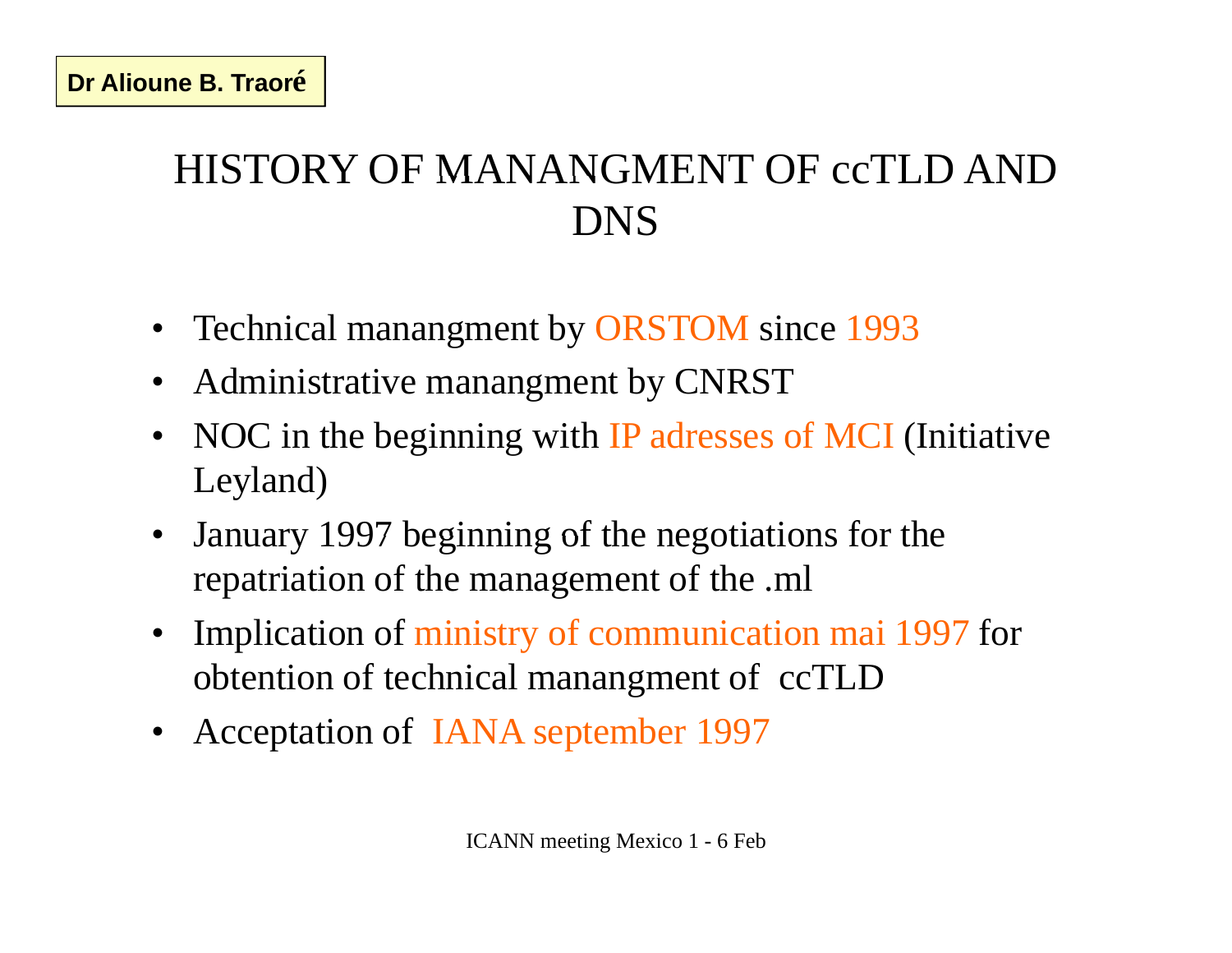**Dr Alioune B. Traoré**

# HISTORY OF MANANGMENT OF ccTLD AND DNS

- Technical manangment by ORSTOM since 1993
- Administrative manangment by CNRST
- NOC in the beginning with IP adresses of MCI (Initiative Leyland)
- January 1997 beginning of the negotiations for the repatriation of the management of the .ml
- Implication of ministry of communication mai 1997 for obtention of technical manangment of ccTLD
- Acceptation of IANA september 1997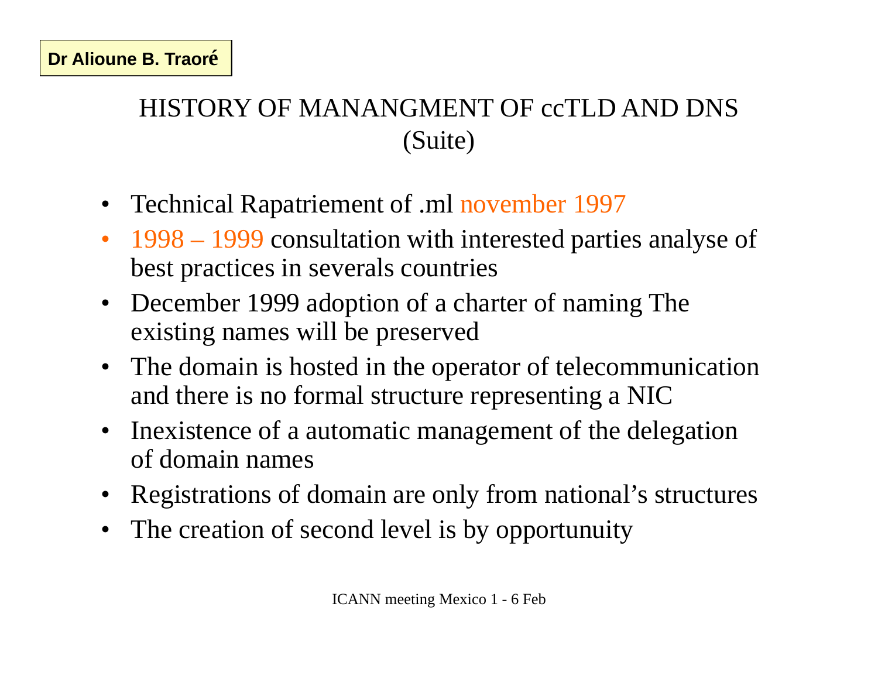Dr Alioune B. Traoré

# HISTORY OF MANANGMENT OF ccTLD AND DNS (Suite)

- Technical Rapatriement of .ml november 1997
- 1998 – 1999 consultation with interested parties analyse of best practices in severals countries
- December 1999 adoption of a charter of naming The existing names will be preserved
- The domain is hosted in the operator of telecommunication and there is no formal structure representing a NIC
- Inexistence of a automatic management of the delegation of domain names
- Registrations of domain are only from national's structures
- The creation of second level is by opportunuity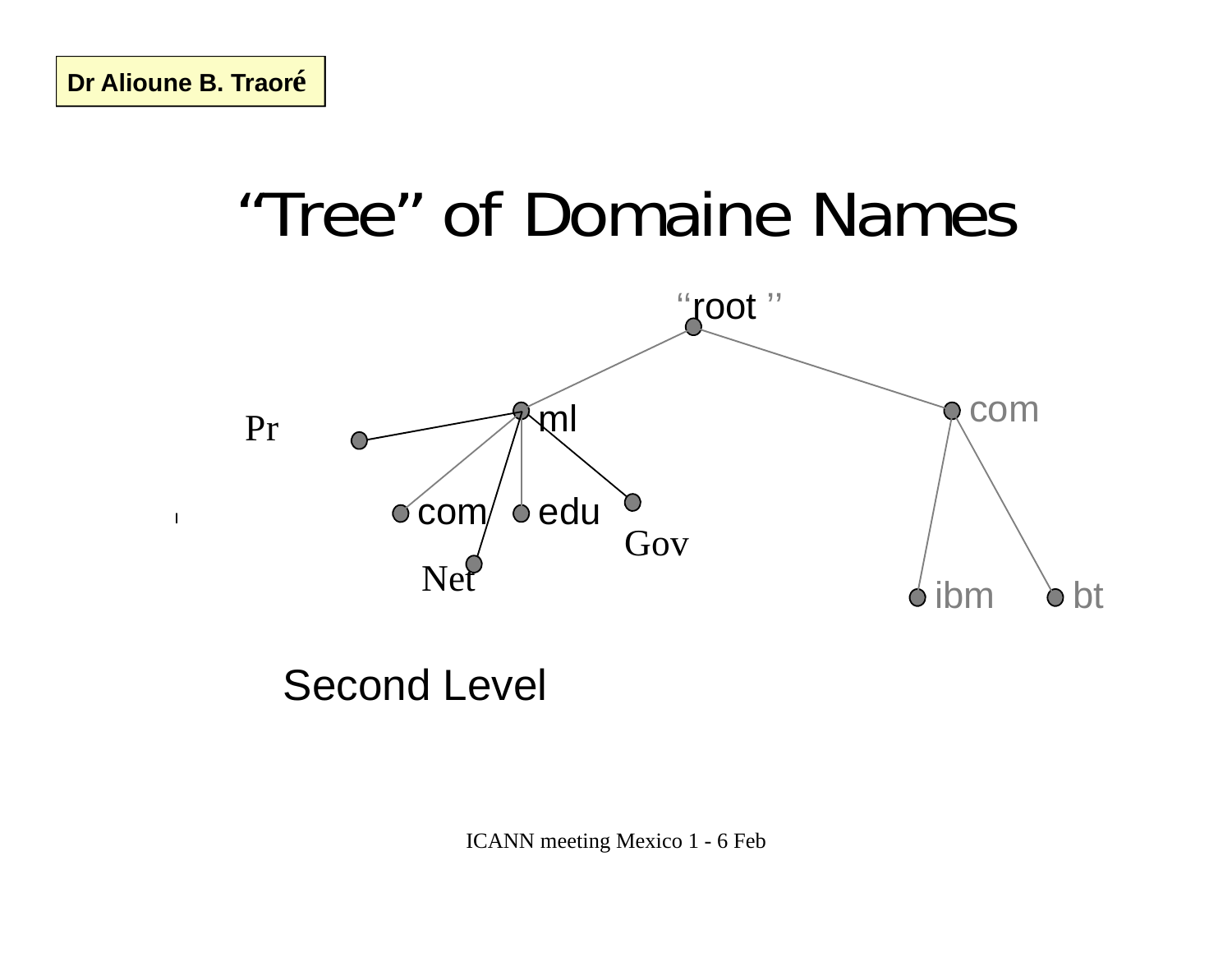# “Tree” of Domaine Names

“root ”

ml

com

Pr

com

edu

Gov

Net

ibm

bt

Second Level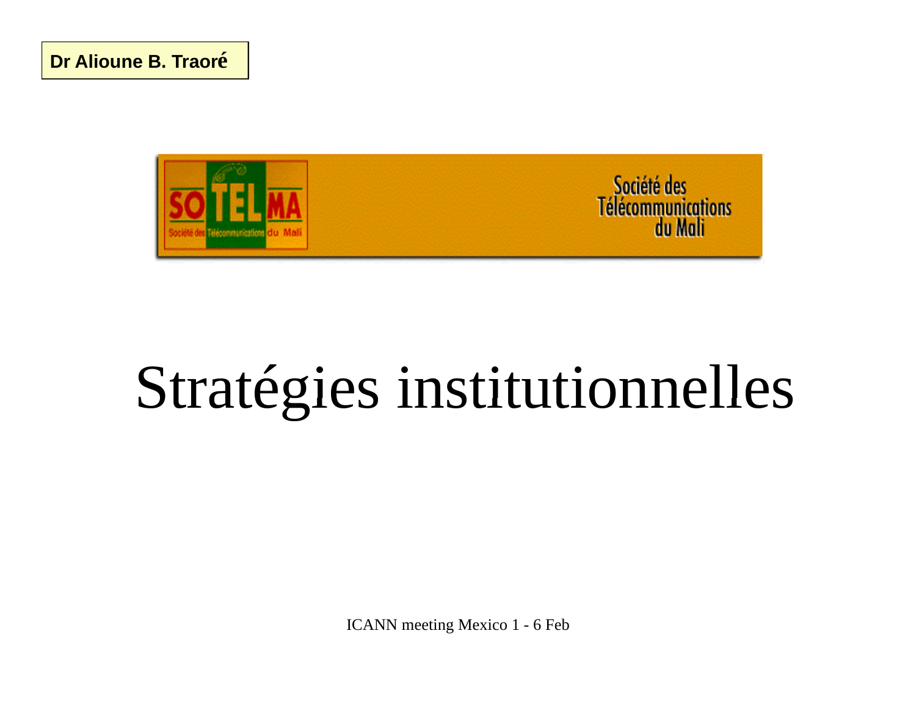**Dr Alioune B. Traoré**

# Stratégies institutionnelles

ICANN meeting Mexico 1 - 6 Feb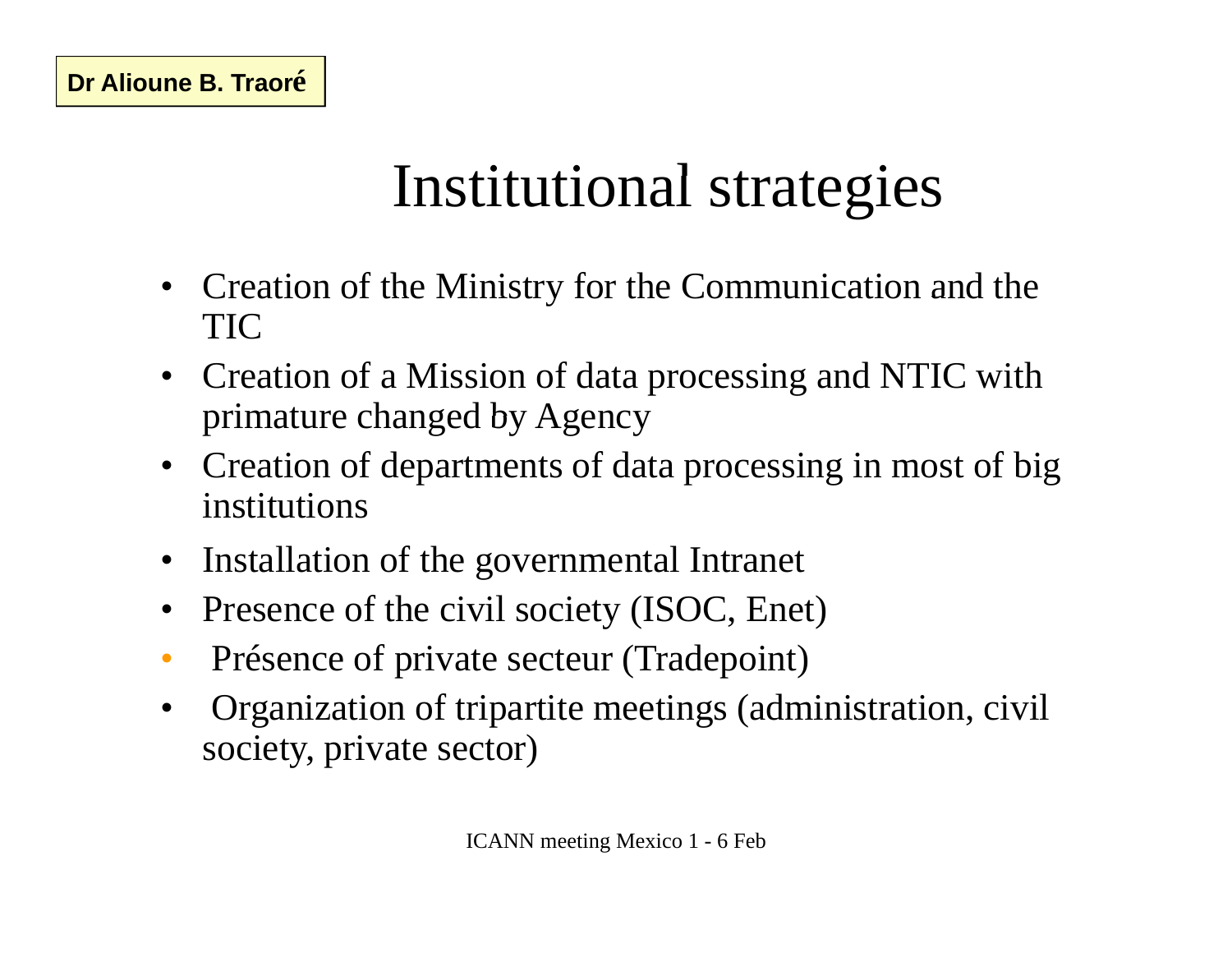# Institutional strategies

- Creation of the Ministry for the Communication and the TIC
- Creation of a Mission of data processing and NTIC with primature changed by Agency
- Creation of departments of data processing in most of big institutions
- Installation of the governmental Intranet
- Presence of the civil society (ISOC, Enet)
- Présence of private secteur (Tradepoint)
- Organization of tripartite meetings (administration, civil society, private sector)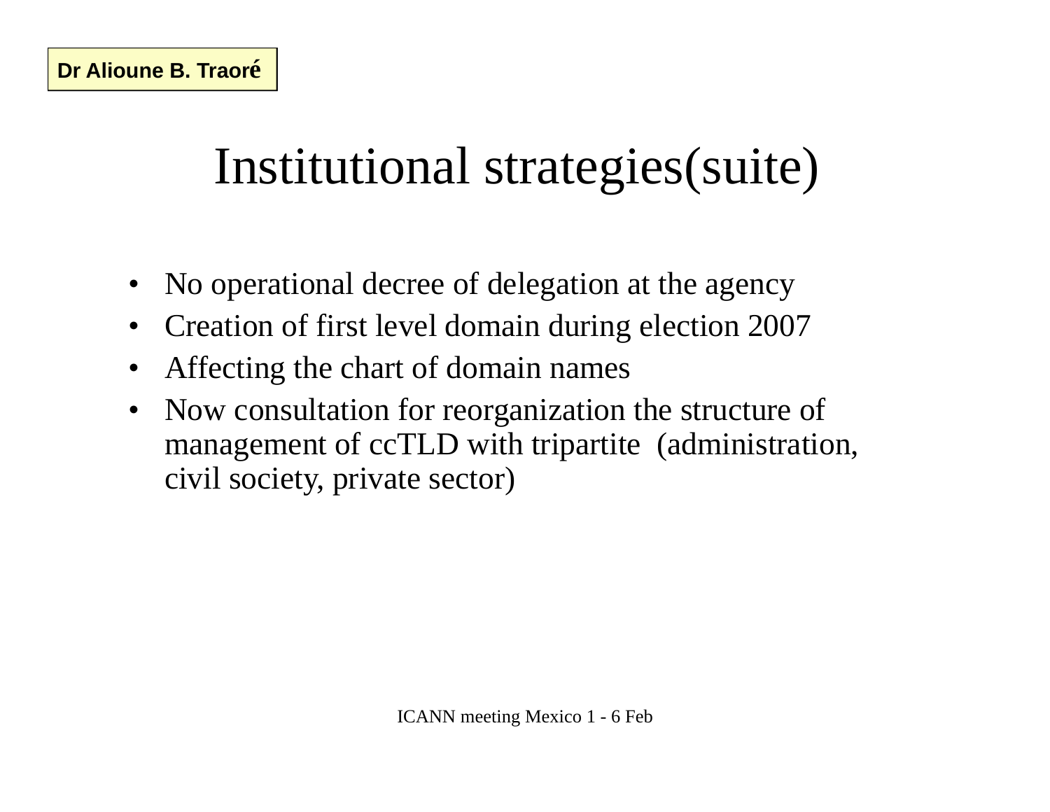Dr Alioune B. Traoré

# Institutional strategies(suite)

- No operational decree of delegation at the agency
- Creation of first level domain during election 2007
- Affecting the chart of domain names
- Now consultation for reorganization the structure of management of ccTLD with tripartite (administration, civil society, private sector)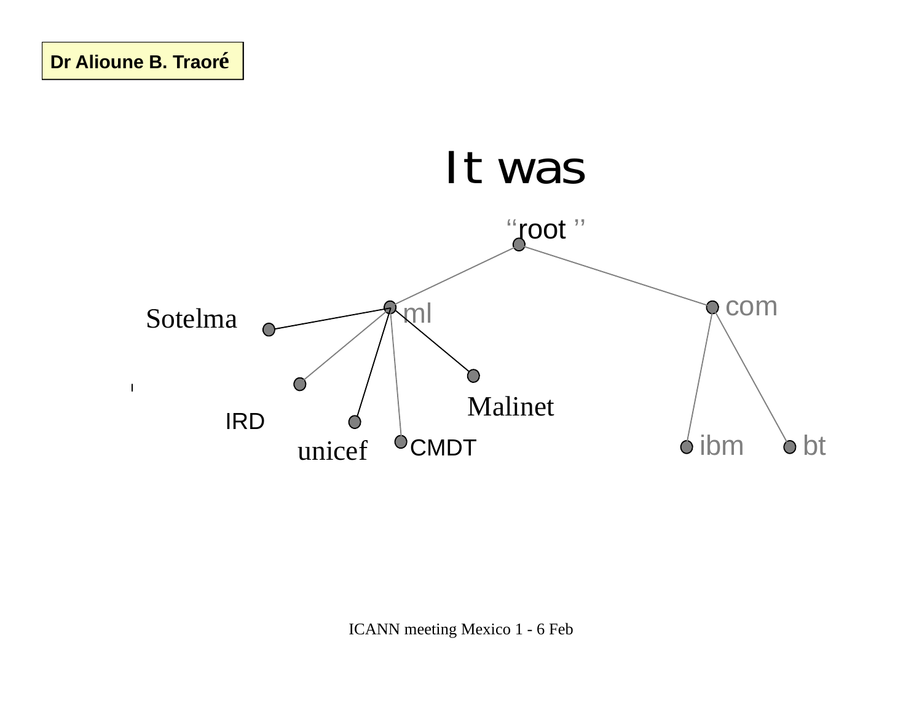# It was

“root ”

com

ml

Sotelma

IRD

unicef

CMDT

Malinet

ibm

bt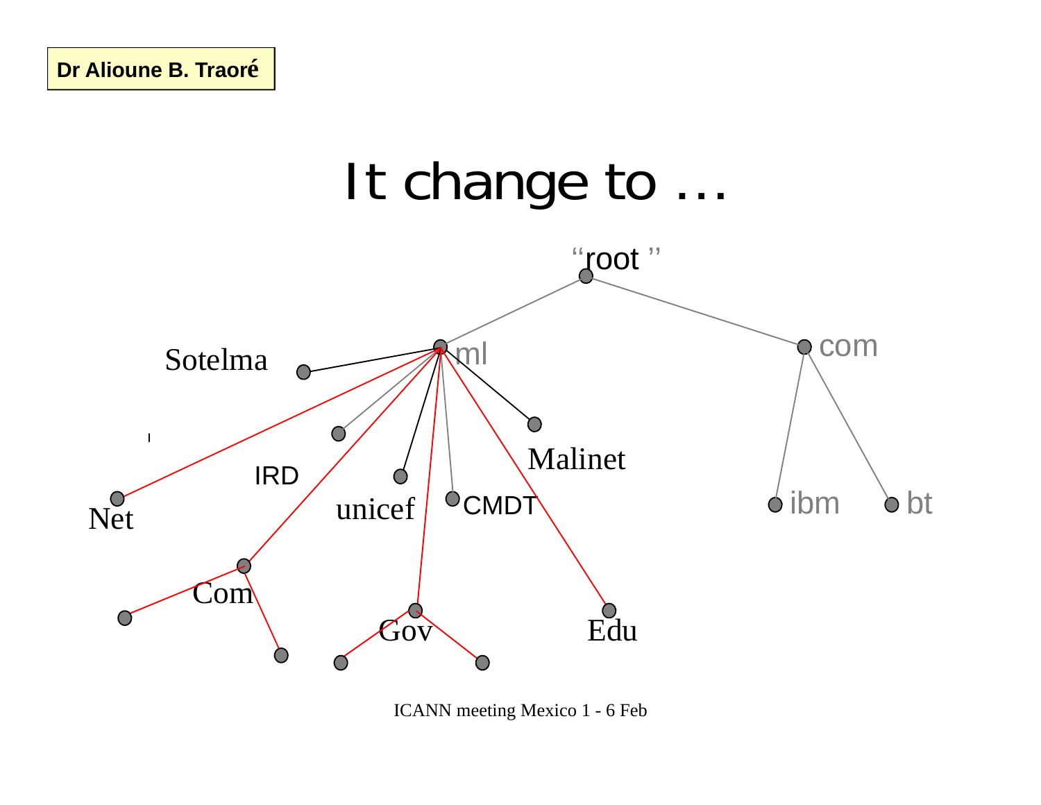Dr Alioune B. Traoré

# It change to …

"root"

- ml
  - Sotelma
  - IRD
  - unicef
  - CMDT
  - Malinet
  - Net
  - Com
  - Gov
  - Edu
- com
  - ibm
  - bt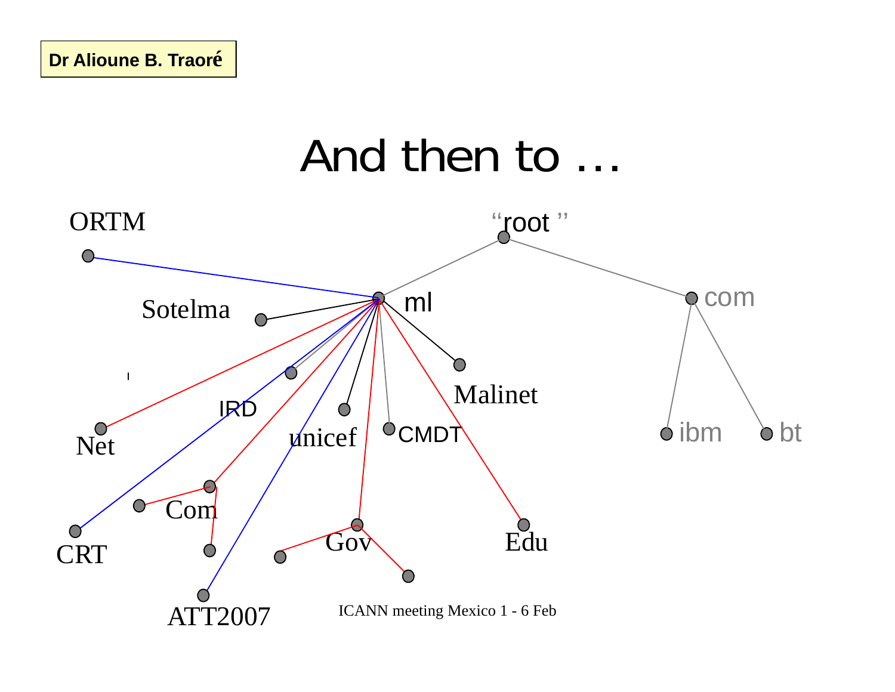Dr Alioune B. Traoré

# And then to …

“root ”

ml

com

ibm

bt

ORTM

Sotelma

IRD

Net

unicef

CMDT

Malinet

CRT

Com

Gov

Edu

ATT2007

ICANN meeting Mexico 1 - 6 Feb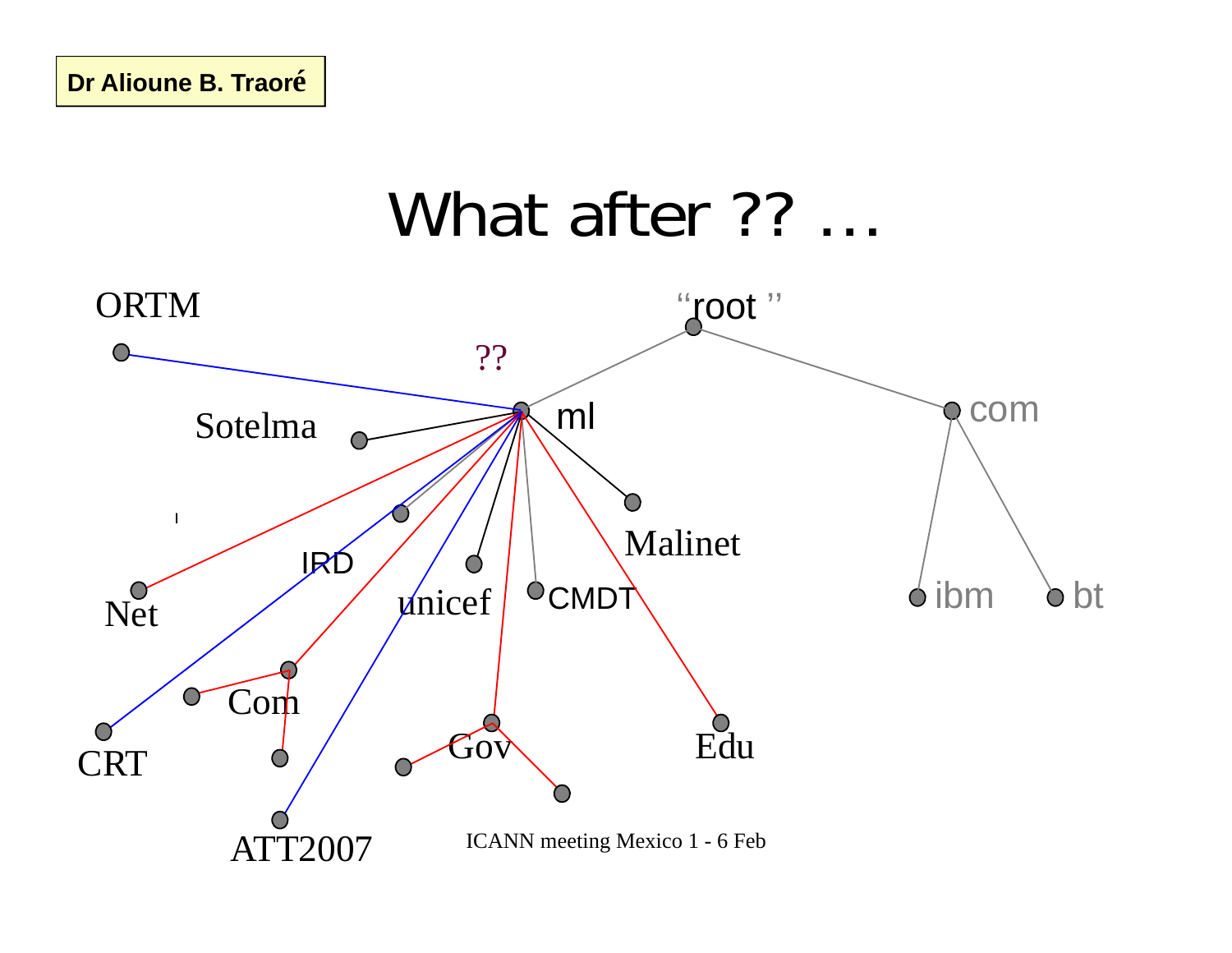# What after ?? ...

“root ”

??

ml

com

ORTM

Sotelma

IRD

Net

unicef

CMDT

Malinet

ibm

bt

CRT

Com

Gov

Edu

ATT2007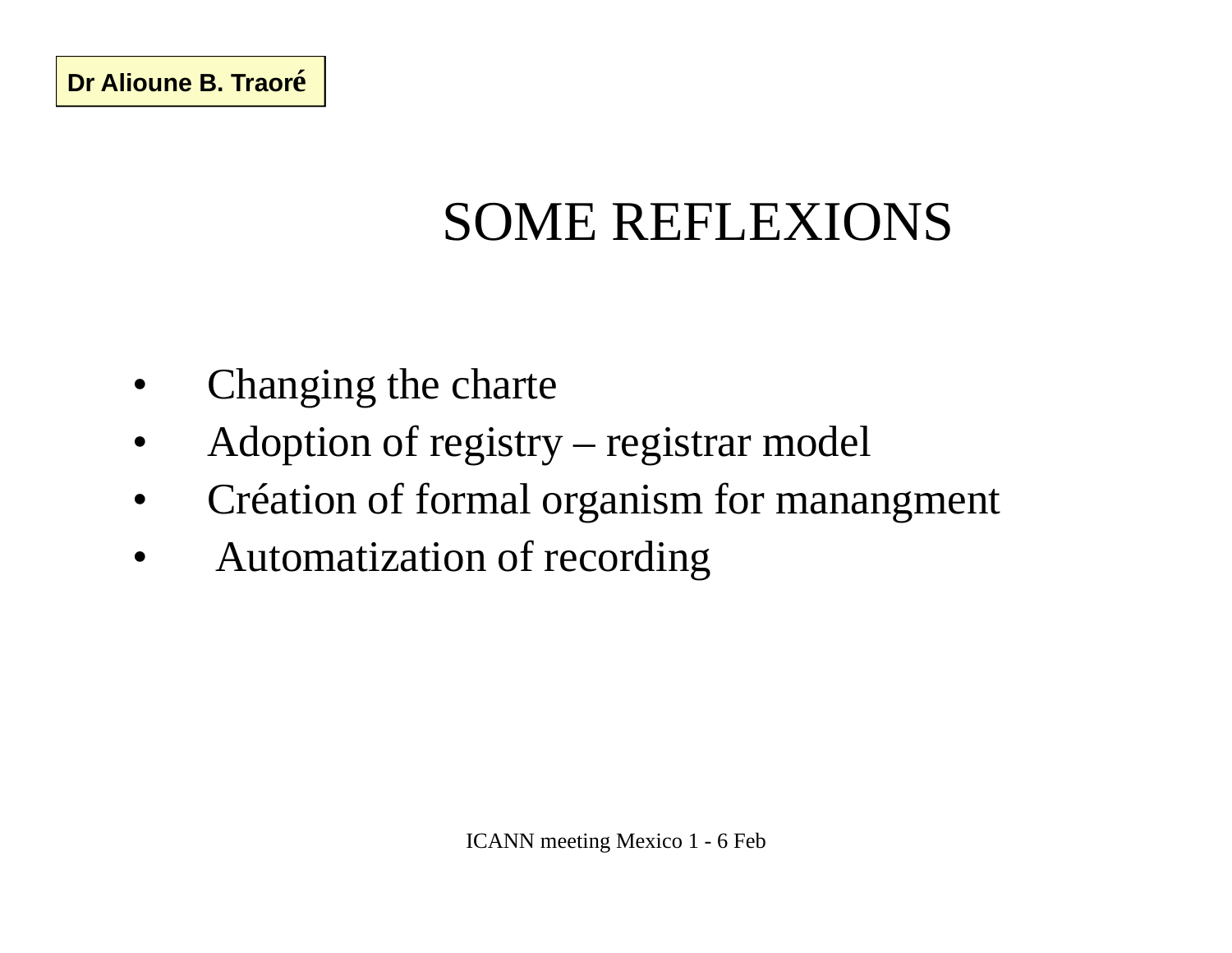**Dr Alioune B. Traoré**

# SOME REFLEXIONS

- Changing the charte
- Adoption of registry – registrar model
- Création of formal organism for manangment
- Automatization of recording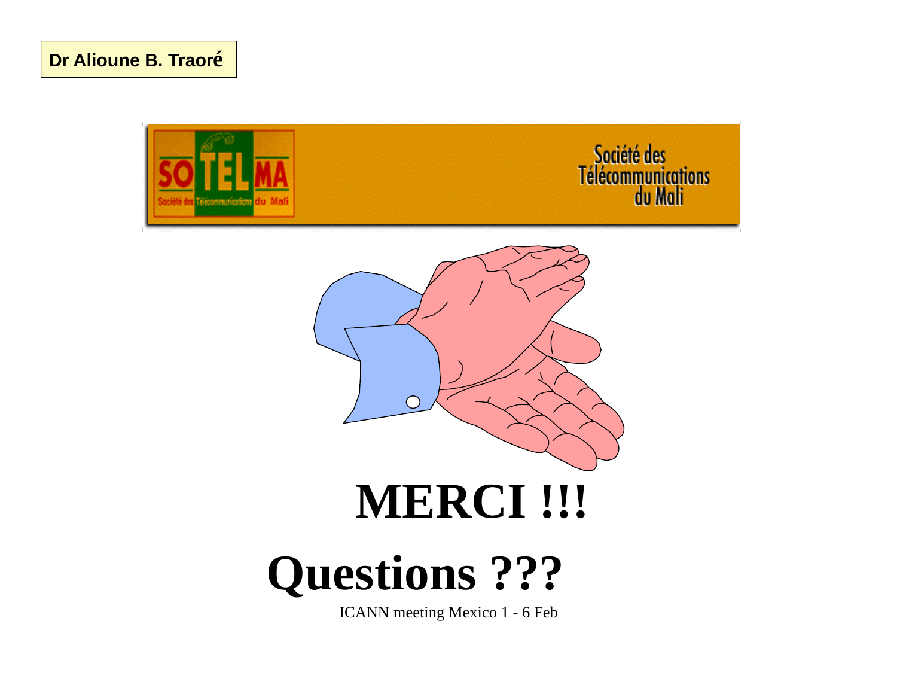**Dr Alioune B. Traoré**

# MERCI !!!

# Questions ???